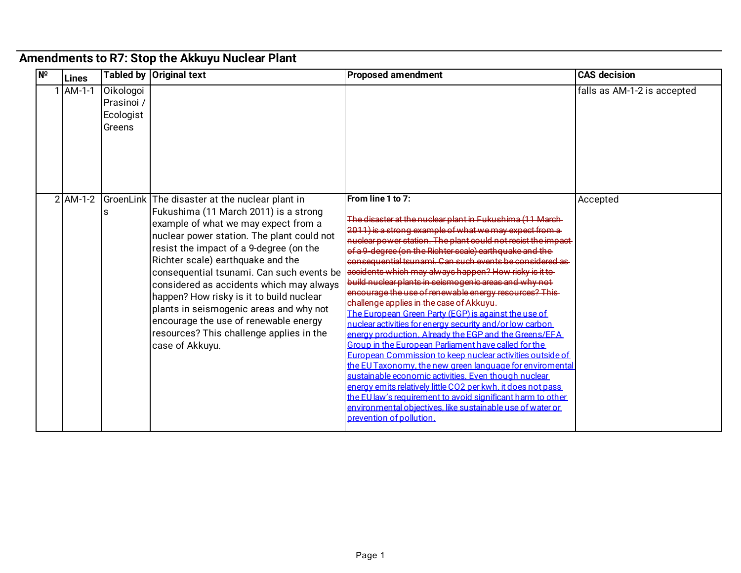## Amendments to R7: Stop the Akkuyu Nuclear Plant

| № | Lines | Tabled by | Original text | Proposed amendment | CAS decision |
|---|---|---|---|---|---|
| 1 | AM-1-1 | Oikologoi Prasinoi / Ecologist Greens | | | falls as AM-1-2 is accepted |
| 2 | AM-1-2 | GroenLinks | The disaster at the nuclear plant in Fukushima (11 March 2011) is a strong example of what we may expect from a nuclear power station. The plant could not resist the impact of a 9-degree (on the Richter scale) earthquake and the consequential tsunami. Can such events be considered as accidents which may always happen? How risky is it to build nuclear plants in seismogenic areas and why not encourage the use of renewable energy resources? This challenge applies in the case of Akkuyu. | **From line 1 to 7:**<br><br>~~The disaster at the nuclear plant in Fukushima (11 March 2011) is a strong example of what we may expect from a nuclear power station. The plant could not resist the impact of a 9-degree (on the Richter scale) earthquake and the consequential tsunami. Can such events be considered as accidents which may always happen? How risky is it to build nuclear plants in seismogenic areas and why not encourage the use of renewable energy resources? This challenge applies in the case of Akkuyu.~~<br><u>The European Green Party (EGP) is against the use of nuclear activities for energy security and/or low carbon energy production. Already the EGP and the Greens/EFA Group in the European Parliament have called for the European Commission to keep nuclear activities outside of the EU Taxonomy, the new green language for enviromental sustainable economic activities. Even though nuclear energy emits relatively little CO2 per kwh, it does not pass the EU law's requirement to avoid significant harm to other environmental objectives, like sustainable use of water or prevention of pollution.</u> | Accepted |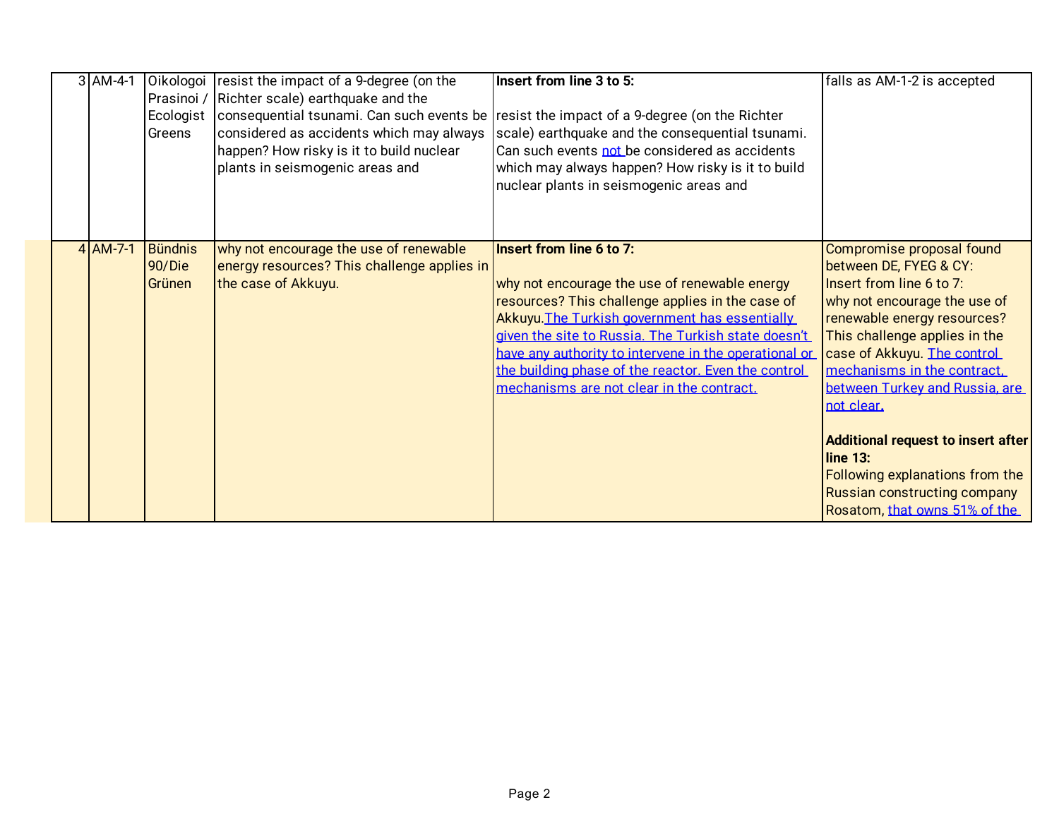| 3 | AM-4-1 | Oikologoi Prasinoi / Ecologist Greens | resist the impact of a 9-degree (on the Richter scale) earthquake and the consequential tsunami. Can such events be considered as accidents which may always happen? How risky is it to build nuclear plants in seismogenic areas and | **Insert from line 3 to 5:**<br><br>resist the impact of a 9-degree (on the Richter scale) earthquake and the consequential tsunami. Can such events not be considered as accidents which may always happen? How risky is it to build nuclear plants in seismogenic areas and | falls as AM-1-2 is accepted |
|---|---|---|---|---|---|
| 4 | AM-7-1 | Bündnis 90/Die Grünen | why not encourage the use of renewable energy resources? This challenge applies in the case of Akkuyu. | **Insert from line 6 to 7:**<br><br>why not encourage the use of renewable energy resources? This challenge applies in the case of Akkuyu. The Turkish government has essentially given the site to Russia. The Turkish state doesn't have any authority to intervene in the operational or the building phase of the reactor. Even the control mechanisms are not clear in the contract. | Compromise proposal found between DE, FYEG & CY:<br>Insert from line 6 to 7:<br>why not encourage the use of renewable energy resources? This challenge applies in the case of Akkuyu. The control mechanisms in the contract, between Turkey and Russia, are not clear.<br><br>**Additional request to insert after line 13:**<br>Following explanations from the Russian constructing company Rosatom, that owns 51% of the |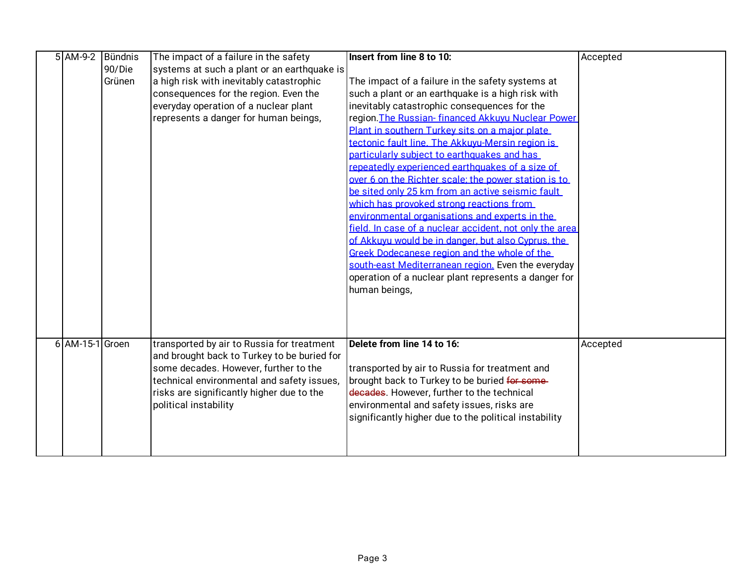| | | | | | |
|---|---|---|---|---|---|
| 5 | AM-9-2 | Bündnis 90/Die Grünen | The impact of a failure in the safety systems at such a plant or an earthquake is a high risk with inevitably catastrophic consequences for the region. Even the everyday operation of a nuclear plant represents a danger for human beings, | **Insert from line 8 to 10:**<br><br>The impact of a failure in the safety systems at such a plant or an earthquake is a high risk with inevitably catastrophic consequences for the region.<ins>The Russian- financed Akkuyu Nuclear Power Plant in southern Turkey sits on a major plate tectonic fault line. The Akkuyu-Mersin region is particularly subject to earthquakes and has repeatedly experienced earthquakes of a size of over 6 on the Richter scale; the power station is to be sited only 25 km from an active seismic fault which has provoked strong reactions from environmental organisations and experts in the field. In case of a nuclear accident, not only the area of Akkuyu would be in danger, but also Cyprus, the Greek Dodecanese region and the whole of the south-east Mediterranean region.</ins> Even the everyday operation of a nuclear plant represents a danger for human beings, | Accepted |
| 6 | AM-15-1 | Groen | transported by air to Russia for treatment and brought back to Turkey to be buried for some decades. However, further to the technical environmental and safety issues, risks are significantly higher due to the political instability | **Delete from line 14 to 16:**<br><br>transported by air to Russia for treatment and brought back to Turkey to be buried ~~for some decades~~. However, further to the technical environmental and safety issues, risks are significantly higher due to the political instability | Accepted |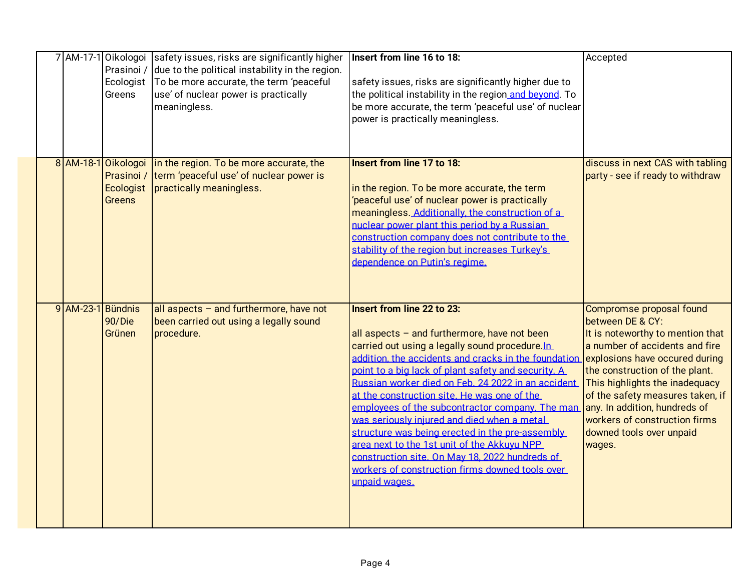| 7 | AM-17-1 | Oikologoi Prasinoi / Ecologist Greens | safety issues, risks are significantly higher due to the political instability in the region. To be more accurate, the term 'peaceful use' of nuclear power is practically meaningless. | **Insert from line 16 to 18:**<br><br>safety issues, risks are significantly higher due to the political instability in the region <u>and beyond</u>. To be more accurate, the term 'peaceful use' of nuclear power is practically meaningless. | Accepted |
|---|---|---|---|---|---|
| 8 | AM-18-1 | Oikologoi Prasinoi / Ecologist Greens | in the region. To be more accurate, the term 'peaceful use' of nuclear power is practically meaningless. | **Insert from line 17 to 18:**<br><br>in the region. To be more accurate, the term 'peaceful use' of nuclear power is practically meaningless. <u>Additionally, the construction of a nuclear power plant this period by a Russian construction company does not contribute to the stability of the region but increases Turkey's dependence on Putin's regime.</u> | discuss in next CAS with tabling party - see if ready to withdraw |
| 9 | AM-23-1 | Bündnis 90/Die Grünen | all aspects – and furthermore, have not been carried out using a legally sound procedure. | **Insert from line 22 to 23:**<br><br>all aspects – and furthermore, have not been carried out using a legally sound procedure.<u>In addition, the accidents and cracks in the foundation point to a big lack of plant safety and security. A Russian worker died on Feb. 24 2022 in an accident at the construction site. He was one of the employees of the subcontractor company. The man was seriously injured and died when a metal structure was being erected in the pre-assembly area next to the 1st unit of the Akkuyu NPP construction site. On May 18, 2022 hundreds of workers of construction firms downed tools over unpaid wages.</u> | Compromse proposal found between DE & CY:<br>It is noteworthy to mention that a number of accidents and fire explosions have occured during the construction of the plant. This highlights the inadequacy of the safety measures taken, if any. In addition, hundreds of workers of construction firms downed tools over unpaid wages. |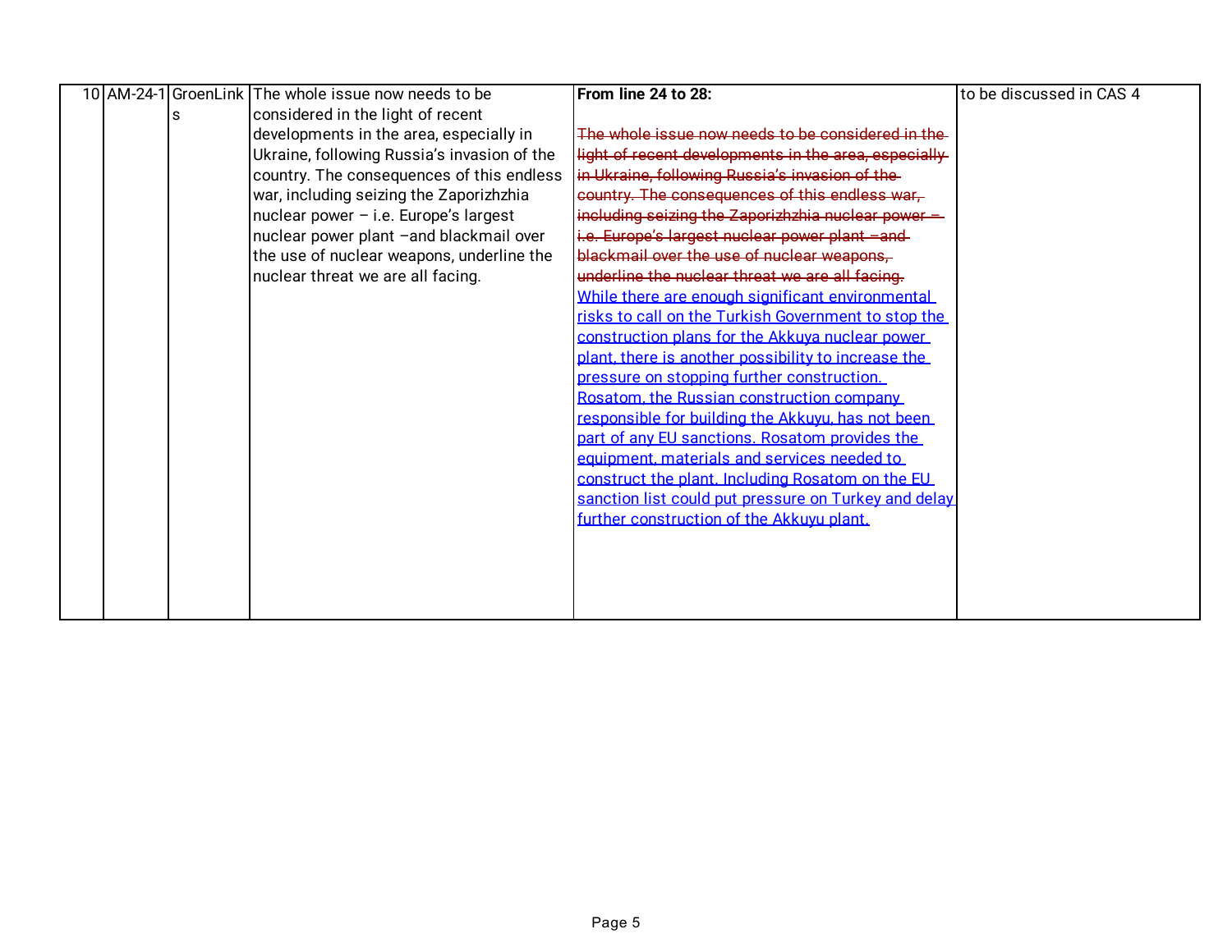| 10 | AM-24-1 | GroenLinks | The whole issue now needs to be considered in the light of recent developments in the area, especially in Ukraine, following Russia's invasion of the country. The consequences of this endless war, including seizing the Zaporizhzhia nuclear power – i.e. Europe's largest nuclear power plant –and blackmail over the use of nuclear weapons, underline the nuclear threat we are all facing. | **From line 24 to 28:**<br><br>~~The whole issue now needs to be considered in the light of recent developments in the area, especially in Ukraine, following Russia's invasion of the country. The consequences of this endless war, including seizing the Zaporizhzhia nuclear power – i.e. Europe's largest nuclear power plant –and blackmail over the use of nuclear weapons, underline the nuclear threat we are all facing.~~<br>While there are enough significant environmental risks to call on the Turkish Government to stop the construction plans for the Akkuya nuclear power plant, there is another possibility to increase the pressure on stopping further construction. Rosatom, the Russian construction company responsible for building the Akkuyu, has not been part of any EU sanctions. Rosatom provides the equipment, materials and services needed to construct the plant. Including Rosatom on the EU sanction list could put pressure on Turkey and delay further construction of the Akkuyu plant. | to be discussed in CAS 4 |
|---|---|---|---|---|---|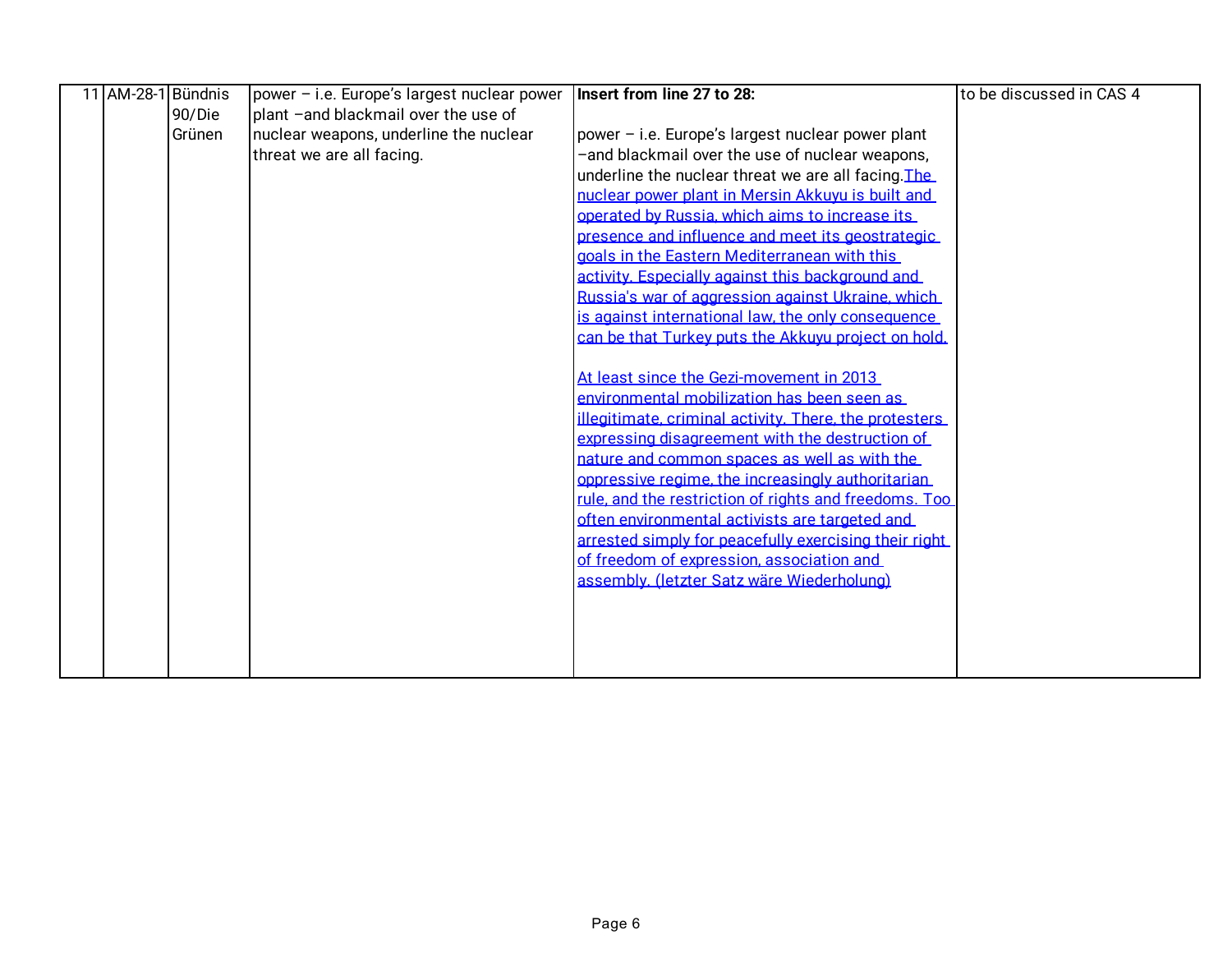| 11 | AM-28-1 | Bündnis 90/Die Grünen | power – i.e. Europe's largest nuclear power plant –and blackmail over the use of nuclear weapons, underline the nuclear threat we are all facing. | **Insert from line 27 to 28:**<br><br>power – i.e. Europe's largest nuclear power plant –and blackmail over the use of nuclear weapons, underline the nuclear threat we are all facing. The nuclear power plant in Mersin Akkuyu is built and operated by Russia, which aims to increase its presence and influence and meet its geostrategic goals in the Eastern Mediterranean with this activity. Especially against this background and Russia's war of aggression against Ukraine, which is against international law, the only consequence can be that Turkey puts the Akkuyu project on hold.<br><br>At least since the Gezi-movement in 2013 environmental mobilization has been seen as illegitimate, criminal activity. There, the protesters expressing disagreement with the destruction of nature and common spaces as well as with the oppressive regime, the increasingly authoritarian rule, and the restriction of rights and freedoms. Too often environmental activists are targeted and arrested simply for peacefully exercising their right of freedom of expression, association and assembly. (letzter Satz wäre Wiederholung) | to be discussed in CAS 4 |
|---|---|---|---|---|---|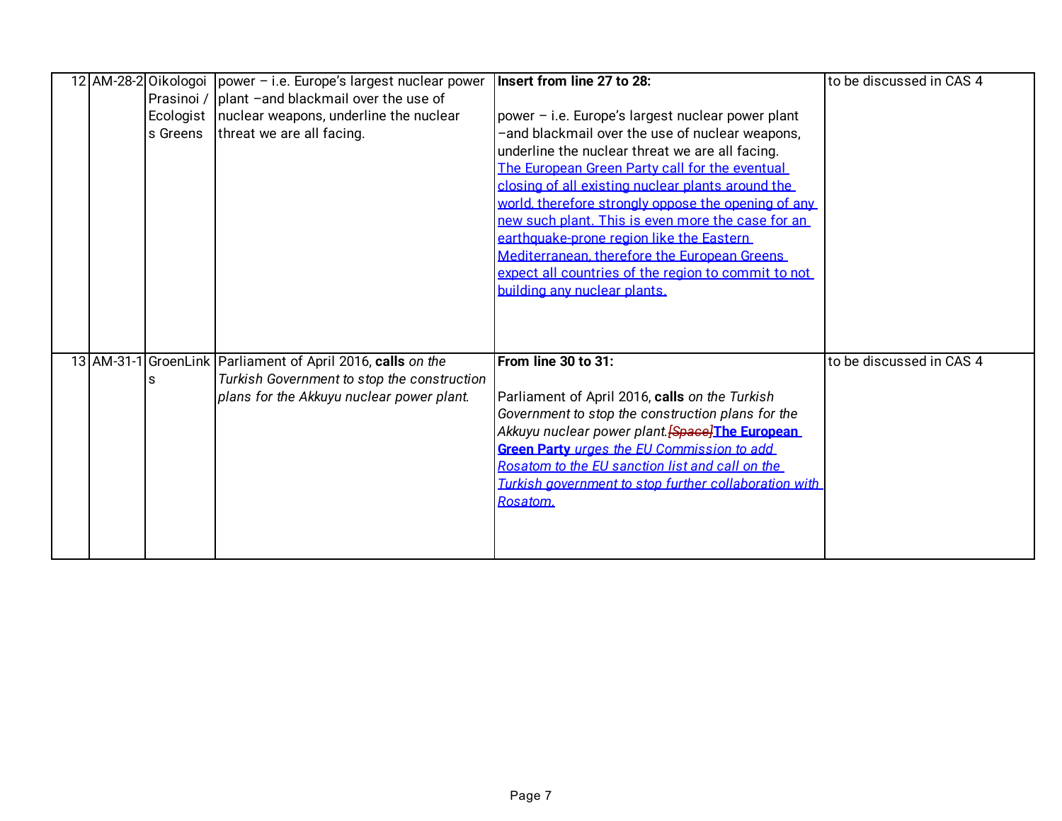| | | | | | |
|---|---|---|---|---|---|
| 12 | AM-28-2 | Oikologoi Prasinoi / Ecologists Greens | power – i.e. Europe's largest nuclear power plant –and blackmail over the use of nuclear weapons, underline the nuclear threat we are all facing. | **Insert from line 27 to 28:**<br><br>power – i.e. Europe's largest nuclear power plant –and blackmail over the use of nuclear weapons, underline the nuclear threat we are all facing. The European Green Party call for the eventual closing of all existing nuclear plants around the world, therefore strongly oppose the opening of any new such plant. This is even more the case for an earthquake-prone region like the Eastern Mediterranean, therefore the European Greens expect all countries of the region to commit to not building any nuclear plants. | to be discussed in CAS 4 |
| 13 | AM-31-1 | GroenLinks | Parliament of April 2016, **calls** *on the Turkish Government to stop the construction plans for the Akkuyu nuclear power plant.* | **From line 30 to 31:**<br><br>Parliament of April 2016, **calls** *on the Turkish Government to stop the construction plans for the Akkuyu nuclear power plant.* ~~*[Space]*~~**The European Green Party** *urges the EU Commission to add Rosatom to the EU sanction list and call on the Turkish government to stop further collaboration with Rosatom.* | to be discussed in CAS 4 |